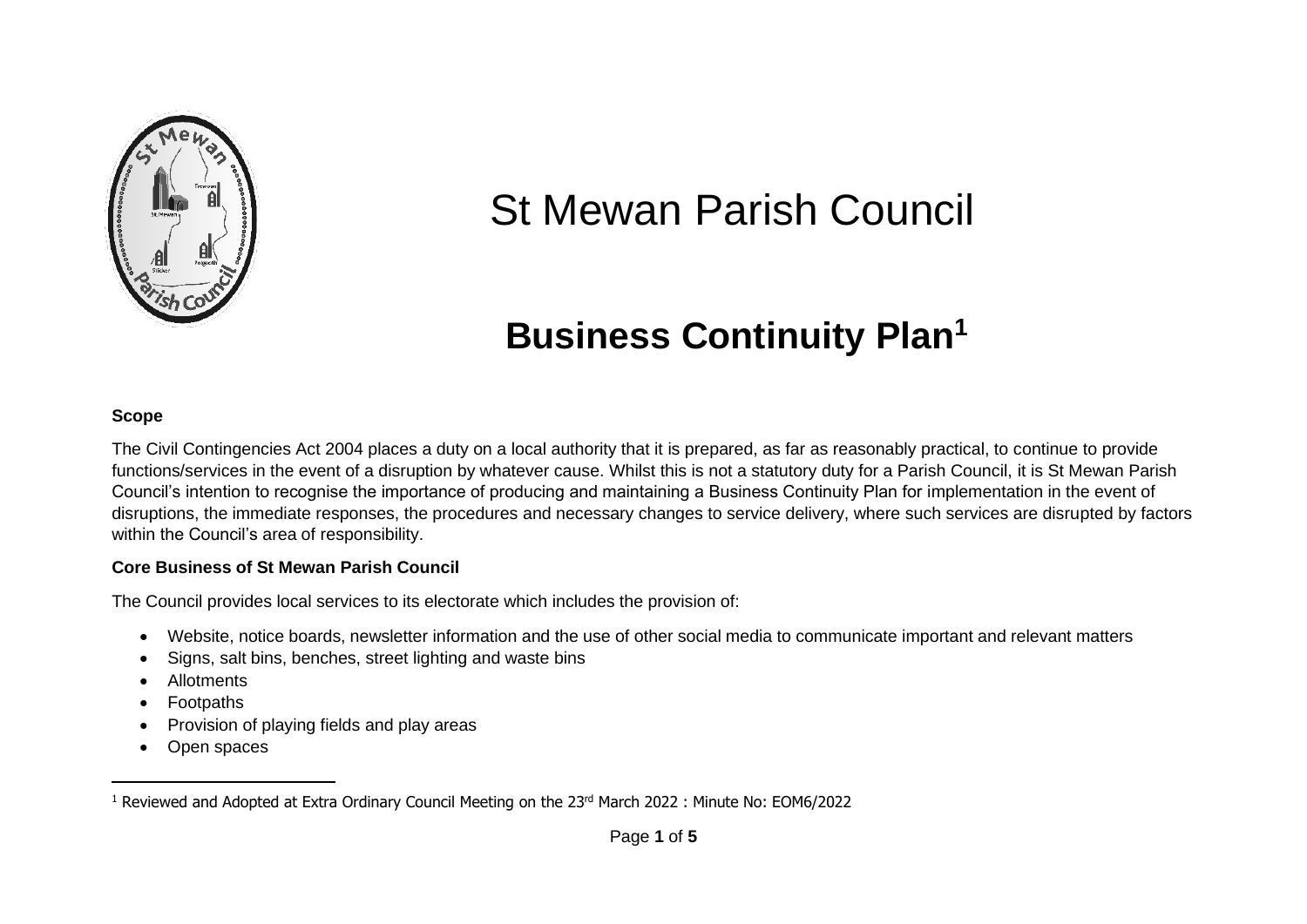# St Mewan Parish Council

## Business Continuity Plan[1]

**Scope**

The Civil Contingencies Act 2004 places a duty on a local authority that it is prepared, as far as reasonably practical, to continue to provide functions/services in the event of a disruption by whatever cause. Whilst this is not a statutory duty for a Parish Council, it is St Mewan Parish Council's intention to recognise the importance of producing and maintaining a Business Continuity Plan for implementation in the event of disruptions, the immediate responses, the procedures and necessary changes to service delivery, where such services are disrupted by factors within the Council's area of responsibility.

**Core Business of St Mewan Parish Council**

The Council provides local services to its electorate which includes the provision of:

- Website, notice boards, newsletter information and the use of other social media to communicate important and relevant matters
- Signs, salt bins, benches, street lighting and waste bins
- Allotments
- Footpaths
- Provision of playing fields and play areas
- Open spaces

[1] Reviewed and Adopted at Extra Ordinary Council Meeting on the 23rd March 2022 : Minute No: EOM6/2022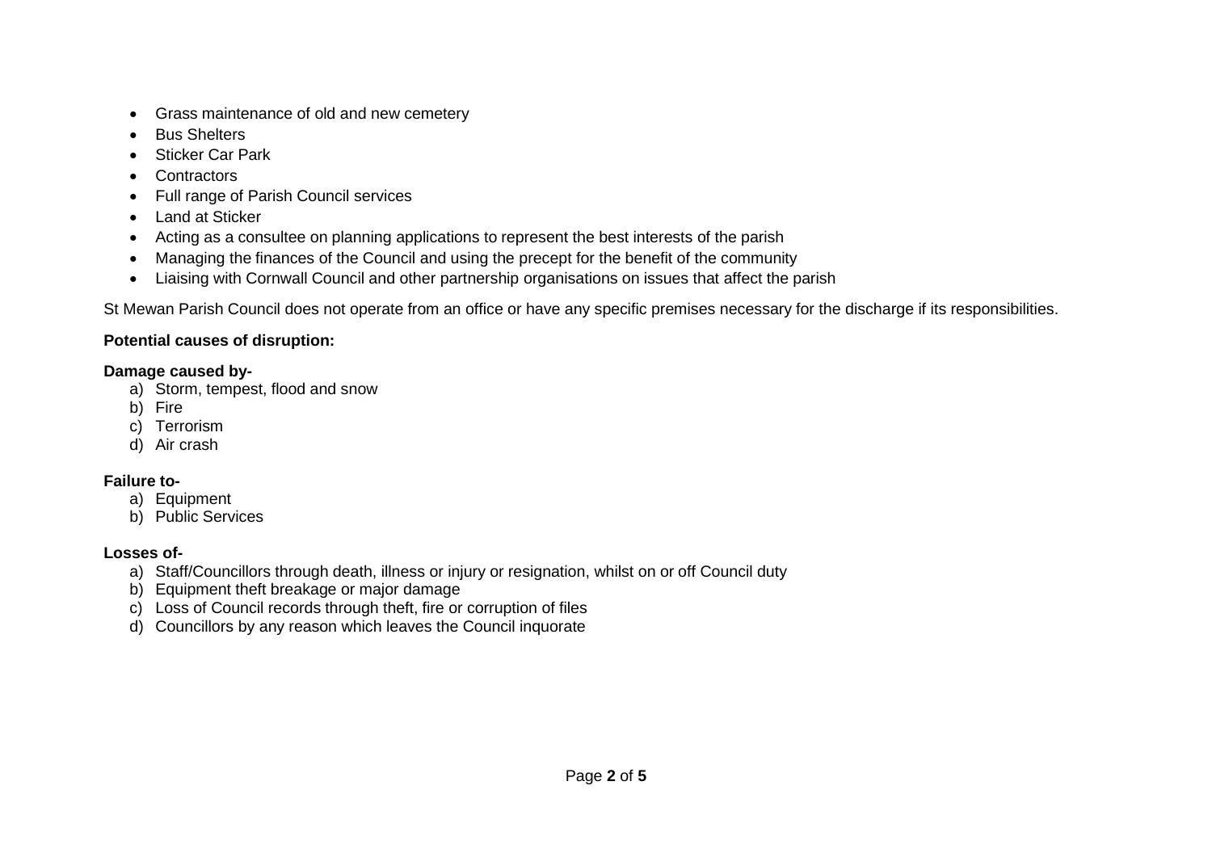- Grass maintenance of old and new cemetery
- Bus Shelters
- Sticker Car Park
- Contractors
- Full range of Parish Council services
- Land at Sticker
- Acting as a consultee on planning applications to represent the best interests of the parish
- Managing the finances of the Council and using the precept for the benefit of the community
- Liaising with Cornwall Council and other partnership organisations on issues that affect the parish

St Mewan Parish Council does not operate from an office or have any specific premises necessary for the discharge if its responsibilities.

**Potential causes of disruption:**

**Damage caused by-**

a) Storm, tempest, flood and snow
b) Fire
c) Terrorism
d) Air crash

**Failure to-**

a) Equipment
b) Public Services

**Losses of-**

a) Staff/Councillors through death, illness or injury or resignation, whilst on or off Council duty
b) Equipment theft breakage or major damage
c) Loss of Council records through theft, fire or corruption of files
d) Councillors by any reason which leaves the Council inquorate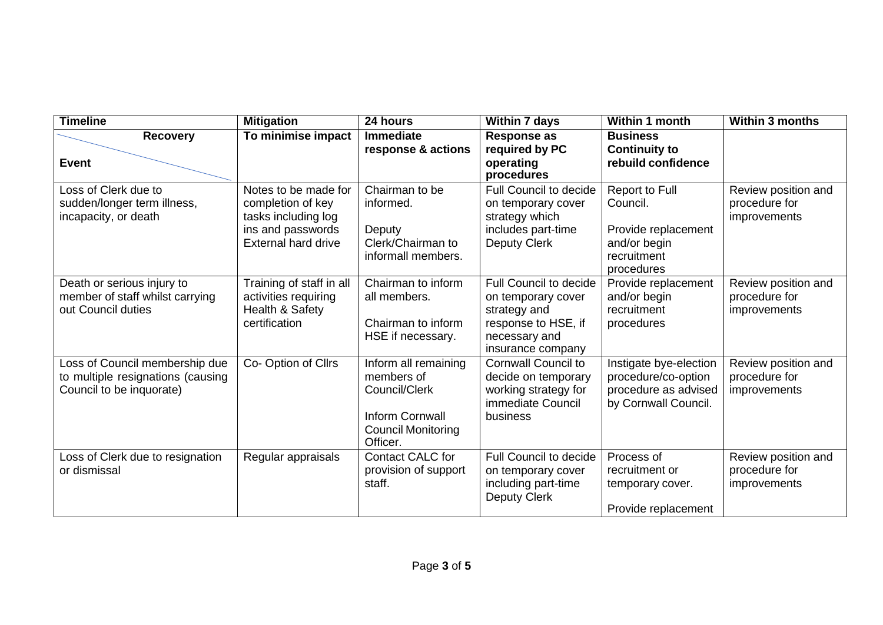| Timeline | Mitigation | 24 hours | Within 7 days | Within 1 month | Within 3 months |
|---|---|---|---|---|---|
| **Recovery**<br><br>**Event** | **To minimise impact** | **Immediate response & actions** | **Response as required by PC operating procedures** | **Business Continuity to rebuild confidence** | |
| Loss of Clerk due to sudden/longer term illness, incapacity, or death | Notes to be made for completion of key tasks including log ins and passwords External hard drive | Chairman to be informed.<br><br>Deputy Clerk/Chairman to informall members. | Full Council to decide on temporary cover strategy which includes part-time Deputy Clerk | Report to Full Council.<br><br>Provide replacement and/or begin recruitment procedures | Review position and procedure for improvements |
| Death or serious injury to member of staff whilst carrying out Council duties | Training of staff in all activities requiring Health & Safety certification | Chairman to inform all members.<br><br>Chairman to inform HSE if necessary. | Full Council to decide on temporary cover strategy and response to HSE, if necessary and insurance company | Provide replacement and/or begin recruitment procedures | Review position and procedure for improvements |
| Loss of Council membership due to multiple resignations (causing Council to be inquorate) | Co- Option of Cllrs | Inform all remaining members of Council/Clerk<br><br>Inform Cornwall Council Monitoring Officer. | Cornwall Council to decide on temporary working strategy for immediate Council business | Instigate bye-election procedure/co-option procedure as advised by Cornwall Council. | Review position and procedure for improvements |
| Loss of Clerk due to resignation or dismissal | Regular appraisals | Contact CALC for provision of support staff. | Full Council to decide on temporary cover including part-time Deputy Clerk | Process of recruitment or temporary cover.<br><br>Provide replacement | Review position and procedure for improvements |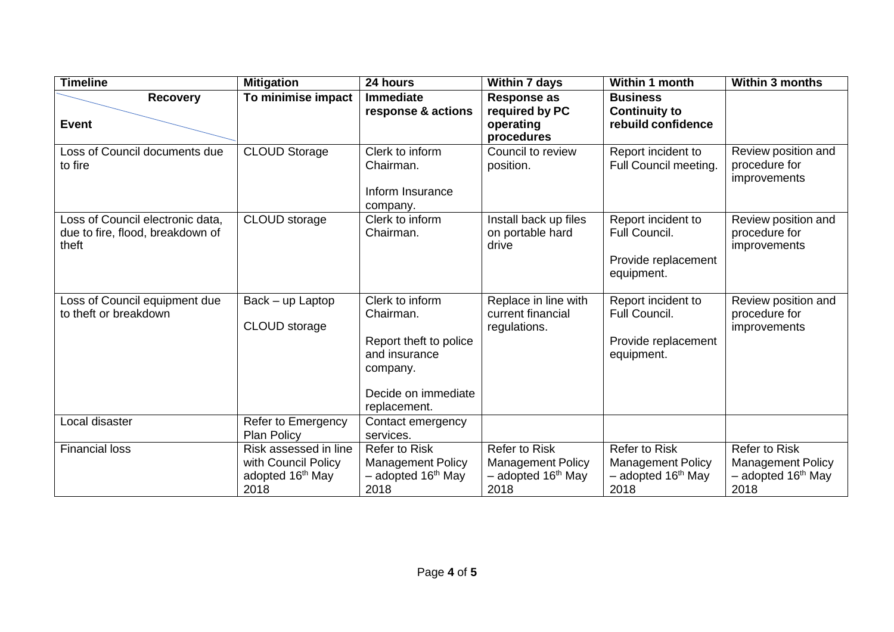| Timeline | Mitigation | 24 hours | Within 7 days | Within 1 month | Within 3 months |
|---|---|---|---|---|---|
| **Recovery** / **Event** | **To minimise impact** | **Immediate response & actions** | **Response as required by PC operating procedures** | **Business Continuity to rebuild confidence** | |
| Loss of Council documents due to fire | CLOUD Storage | Clerk to inform Chairman.<br><br>Inform Insurance company. | Council to review position. | Report incident to Full Council meeting. | Review position and procedure for improvements |
| Loss of Council electronic data, due to fire, flood, breakdown of theft | CLOUD storage | Clerk to inform Chairman. | Install back up files on portable hard drive | Report incident to Full Council.<br><br>Provide replacement equipment. | Review position and procedure for improvements |
| Loss of Council equipment due to theft or breakdown | Back – up Laptop<br><br>CLOUD storage | Clerk to inform Chairman.<br><br>Report theft to police and insurance company.<br><br>Decide on immediate replacement. | Replace in line with current financial regulations. | Report incident to Full Council.<br><br>Provide replacement equipment. | Review position and procedure for improvements |
| Local disaster | Refer to Emergency Plan Policy | Contact emergency services. | | | |
| Financial loss | Risk assessed in line with Council Policy adopted 16th May 2018 | Refer to Risk Management Policy – adopted 16th May 2018 | Refer to Risk Management Policy – adopted 16th May 2018 | Refer to Risk Management Policy – adopted 16th May 2018 | Refer to Risk Management Policy – adopted 16th May 2018 |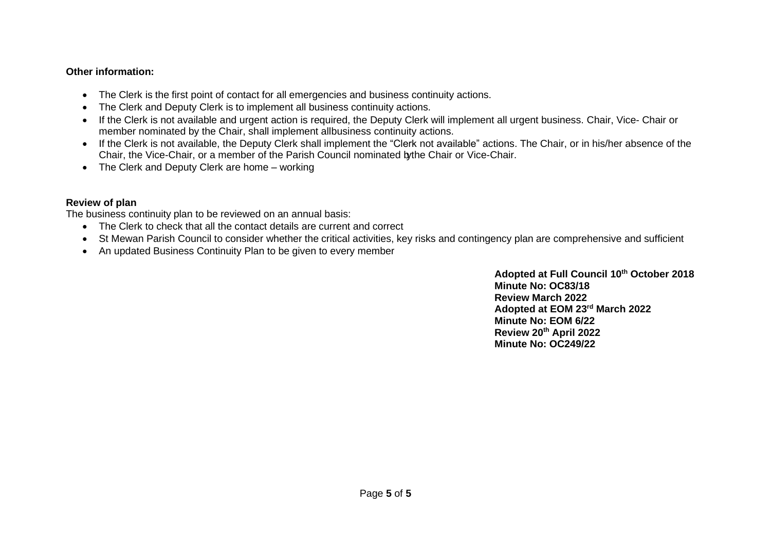**Other information:**

- The Clerk is the first point of contact for all emergencies and business continuity actions.
- The Clerk and Deputy Clerk is to implement all business continuity actions.
- If the Clerk is not available and urgent action is required, the Deputy Clerk will implement all urgent business. Chair, Vice- Chair or member nominated by the Chair, shall implement allbusiness continuity actions.
- If the Clerk is not available, the Deputy Clerk shall implement the "Clerk not available" actions. The Chair, or in his/her absence of the Chair, the Vice-Chair, or a member of the Parish Council nominated bythe Chair or Vice-Chair.
- The Clerk and Deputy Clerk are home – working

**Review of plan**

The business continuity plan to be reviewed on an annual basis:

- The Clerk to check that all the contact details are current and correct
- St Mewan Parish Council to consider whether the critical activities, key risks and contingency plan are comprehensive and sufficient
- An updated Business Continuity Plan to be given to every member

**Adopted at Full Council 10th October 2018**
**Minute No: OC83/18**
**Review March 2022**
**Adopted at EOM 23rd March 2022**
**Minute No: EOM 6/22**
**Review 20th April 2022**
**Minute No: OC249/22**